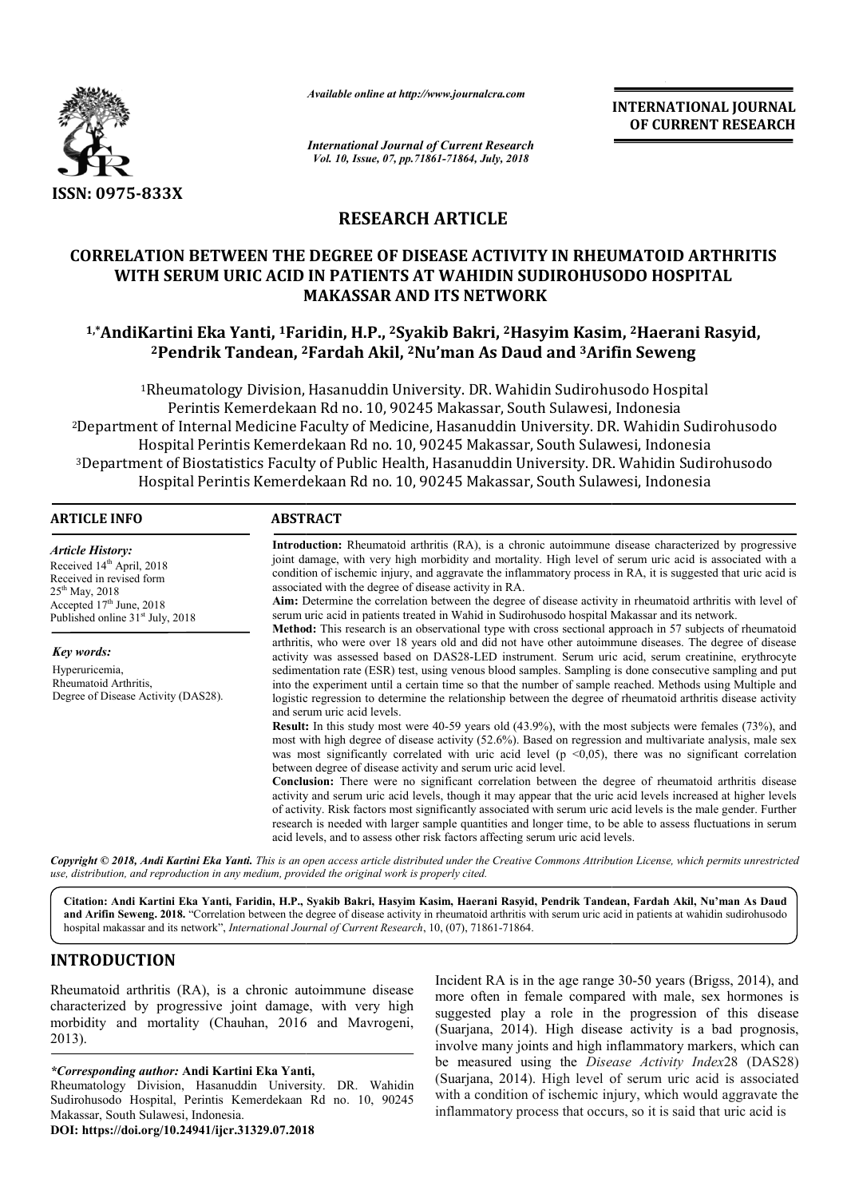ISSN: 0975-833X

*Available online at http://www.journalcra.com*

*International Journal of Current Research*
*Vol. 10, Issue, 07, pp.71861-71864, July, 2018*

**INTERNATIONAL JOURNAL OF CURRENT RESEARCH**

## RESEARCH ARTICLE

# CORRELATION BETWEEN THE DEGREE OF DISEASE ACTIVITY IN RHEUMATOID ARTHRITIS WITH SERUM URIC ACID IN PATIENTS AT WAHIDIN SUDIROHUSODO HOSPITAL MAKASSAR AND ITS NETWORK

**[1,*]AndiKartini Eka Yanti, [1]Faridin, H.P., [2]Syakib Bakri, [2]Hasyim Kasim, [2]Haerani Rasyid, [2]Pendrik Tandean, [2]Fardah Akil, [2]Nu'man As Daud and [3]Arifin Seweng**

[1]Rheumatology Division, Hasanuddin University. DR. Wahidin Sudirohusodo Hospital Perintis Kemerdekaan Rd no. 10, 90245 Makassar, South Sulawesi, Indonesia

[2]Department of Internal Medicine Faculty of Medicine, Hasanuddin University. DR. Wahidin Sudirohusodo Hospital Perintis Kemerdekaan Rd no. 10, 90245 Makassar, South Sulawesi, Indonesia

[3]Department of Biostatistics Faculty of Public Health, Hasanuddin University. DR. Wahidin Sudirohusodo Hospital Perintis Kemerdekaan Rd no. 10, 90245 Makassar, South Sulawesi, Indonesia

### ARTICLE INFO

*Article History:*
Received 14th April, 2018
Received in revised form 25th May, 2018
Accepted 17th June, 2018
Published online 31st July, 2018

*Key words:*
Hyperuricemia,
Rheumatoid Arthritis,
Degree of Disease Activity (DAS28).

### ABSTRACT

**Introduction:** Rheumatoid arthritis (RA), is a chronic autoimmune disease characterized by progressive joint damage, with very high morbidity and mortality. High level of serum uric acid is associated with a condition of ischemic injury, and aggravate the inflammatory process in RA, it is suggested that uric acid is associated with the degree of disease activity in RA.

**Aim:** Determine the correlation between the degree of disease activity in rheumatoid arthritis with level of serum uric acid in patients treated in Wahid in Sudirohusodo hospital Makassar and its network.

**Method:** This research is an observational type with cross sectional approach in 57 subjects of rheumatoid arthritis, who were over 18 years old and did not have other autoimmune diseases. The degree of disease activity was assessed based on DAS28-LED instrument. Serum uric acid, serum creatinine, erythrocyte sedimentation rate (ESR) test, using venous blood samples. Sampling is done consecutive sampling and put into the experiment until a certain time so that the number of sample reached. Methods using Multiple and logistic regression to determine the relationship between the degree of rheumatoid arthritis disease activity and serum uric acid levels.

**Result:** In this study most were 40-59 years old (43.9%), with the most subjects were females (73%), and most with high degree of disease activity (52.6%). Based on regression and multivariate analysis, male sex was most significantly correlated with uric acid level ($p < 0{,}05$), there was no significant correlation between degree of disease activity and serum uric acid level.

**Conclusion:** There were no significant correlation between the degree of rheumatoid arthritis disease activity and serum uric acid levels, though it may appear that the uric acid levels increased at higher levels of activity. Risk factors most significantly associated with serum uric acid levels is the male gender. Further research is needed with larger sample quantities and longer time, to be able to assess fluctuations in serum acid levels, and to assess other risk factors affecting serum uric acid levels.

*Copyright © 2018, Andi Kartini Eka Yanti. This is an open access article distributed under the Creative Commons Attribution License, which permits unrestricted use, distribution, and reproduction in any medium, provided the original work is properly cited.*

**Citation: Andi Kartini Eka Yanti, Faridin, H.P., Syakib Bakri, Hasyim Kasim, Haerani Rasyid, Pendrik Tandean, Fardah Akil, Nu'man As Daud and Arifin Seweng. 2018.** "Correlation between the degree of disease activity in rheumatoid arthritis with serum uric acid in patients at wahidin sudirohusodo hospital makassar and its network", *International Journal of Current Research*, 10, (07), 71861-71864.

## INTRODUCTION

Rheumatoid arthritis (RA), is a chronic autoimmune disease characterized by progressive joint damage, with very high morbidity and mortality (Chauhan, 2016 and Mavrogeni, 2013).

Incident RA is in the age range 30-50 years (Brigss, 2014), and more often in female compared with male, sex hormones is suggested play a role in the progression of this disease (Suarjana, 2014). High disease activity is a bad prognosis, involve many joints and high inflammatory markers, which can be measured using the *Disease Activity Index*28 (DAS28) (Suarjana, 2014). High level of serum uric acid is associated with a condition of ischemic injury, which would aggravate the inflammatory process that occurs, so it is said that uric acid is

***Corresponding author:** Andi Kartini Eka Yanti,
Rheumatology Division, Hasanuddin University. DR. Wahidin Sudirohusodo Hospital, Perintis Kemerdekaan Rd no. 10, 90245 Makassar, South Sulawesi, Indonesia.

**DOI: https://doi.org/10.24941/ijcr.31329.07.2018**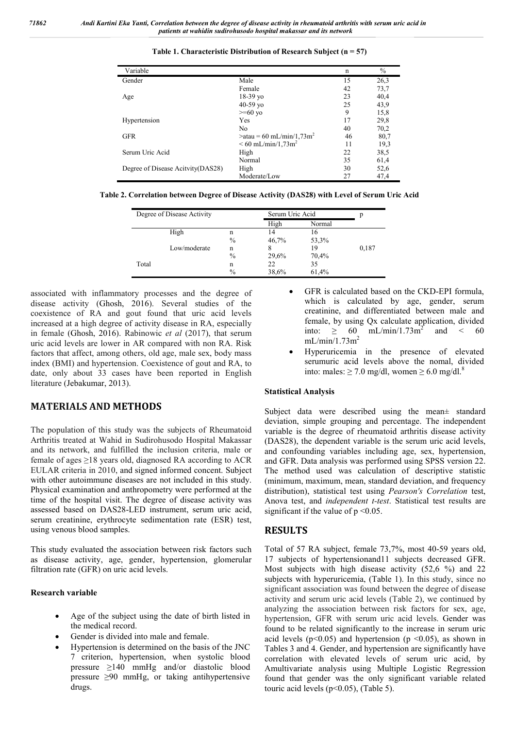**Table 1. Characteristic Distribution of Research Subject (n = 57)**

| Variable | | n | % |
|---|---|---|---|
| Gender | Male | 15 | 26,3 |
| | Female | 42 | 73,7 |
| Age | 18-39 yo | 23 | 40,4 |
| | 40-59 yo | 25 | 43,9 |
| | >=60 yo | 9 | 15,8 |
| Hypertension | Yes | 17 | 29,8 |
| | No | 40 | 70,2 |
| GFR | >atau = 60 mL/min/1,73m$^2$ | 46 | 80,7 |
| | < 60 mL/min/1,73m$^2$ | 11 | 19,3 |
| Serum Uric Acid | High | 22 | 38,5 |
| | Normal | 35 | 61,4 |
| Degree of Disease Acitvity(DAS28) | High | 30 | 52,6 |
| | Moderate/Low | 27 | 47,4 |

**Table 2. Correlation between Degree of Disease Activity (DAS28) with Level of Serum Uric Acid**

| Degree of Disease Activity | | | Serum Uric Acid | | p |
|---|---|---|---|---|---|
| | | | High | Normal | |
| | High | n | 14 | 16 | |
| | | % | 46,7% | 53,3% | |
| | Low/moderate | n | 8 | 19 | 0,187 |
| | | % | 29,6% | 70,4% | |
| Total | | n | 22 | 35 | |
| | | % | 38,6% | 61,4% | |

associated with inflammatory processes and the degree of disease activity (Ghosh, 2016). Several studies of the coexistence of RA and gout found that uric acid levels increased at a high degree of activity disease in RA, especially in female (Ghosh, 2016). Rabinowic *et al* (2017), that serum uric acid levels are lower in AR compared with non RA. Risk factors that affect, among others, old age, male sex, body mass index (BMI) and hypertension. Coexistence of gout and RA, to date, only about 33 cases have been reported in English literature (Jebakumar, 2013).

## MATERIALS AND METHODS

The population of this study was the subjects of Rheumatoid Arthritis treated at Wahid in Sudirohusodo Hospital Makassar and its network, and fulfilled the inclusion criteria, male or female of ages ≥18 years old, diagnosed RA according to ACR EULAR criteria in 2010, and signed informed concent. Subject with other autoimmune diseases are not included in this study. Physical examination and anthropometry were performed at the time of the hospital visit. The degree of disease activity was assessed based on DAS28-LED instrument, serum uric acid, serum creatinine, erythrocyte sedimentation rate (ESR) test, using venous blood samples.

This study evaluated the association between risk factors such as disease activity, age, gender, hypertension, glomerular filtration rate (GFR) on uric acid levels.

### Research variable

- Age of the subject using the date of birth listed in the medical record.
- Gender is divided into male and female.
- Hypertension is determined on the basis of the JNC 7 criterion, hypertension, when systolic blood pressure ≥140 mmHg and/or diastolic blood pressure ≥90 mmHg, or taking antihypertensive drugs.
- GFR is calculated based on the CKD-EPI formula, which is calculated by age, gender, serum creatinine, and differentiated between male and female, by using Qx calculate application, divided into: ≥ 60 mL/min/1.73m$^2$ and < 60 mL/min/1.73m$^2$
- Hyperuricemia in the presence of elevated serumuric acid levels above the nomal, divided into: males: ≥ 7.0 mg/dl, women ≥ 6.0 mg/dl.[8]

### Statistical Analysis

Subject data were described using the mean± standard deviation, simple grouping and percentage. The independent variable is the degree of rheumatoid arthritis disease activity (DAS28), the dependent variable is the serum uric acid levels, and confounding variables including age, sex, hypertension, and GFR. Data analysis was performed using SPSS version 22. The method used was calculation of descriptive statistic (minimum, maximum, mean, standard deviation, and frequency distribution), statistical test using *Pearson's Correlation* test, Anova test, and *independent t-test*. Statistical test results are significant if the value of $p < 0.05$.

## RESULTS

Total of 57 RA subject, female 73,7%, most 40-59 years old, 17 subjects of hypertensionand11 subjects decreased GFR. Most subjects with high disease activity (52,6 %) and 22 subjects with hyperuricemia, (Table 1). In this study, since no significant association was found between the degree of disease activity and serum uric acid levels (Table 2), we continued by analyzing the association between risk factors for sex, age, hypertension, GFR with serum uric acid levels. Gender was found to be related significantly to the increase in serum uric acid levels ($p<0.05$) and hypertension ($p <0.05$), as shown in Tables 3 and 4. Gender, and hypertension are significantly have correlation with elevated levels of serum uric acid, by Amultivariate analysis using Multiple Logistic Regression found that gender was the only significant variable related touric acid levels ($p<0.05$), (Table 5).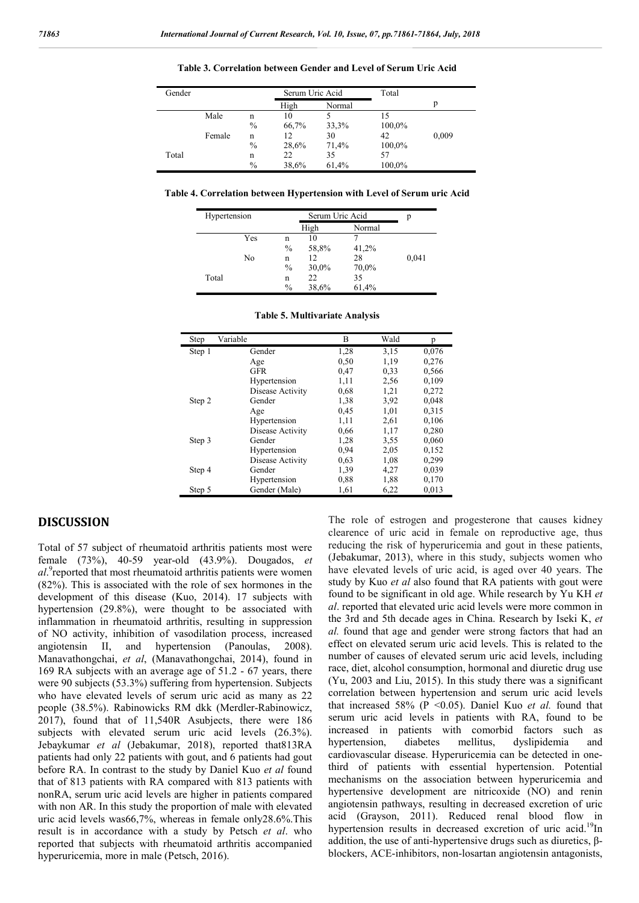**Table 3. Correlation between Gender and Level of Serum Uric Acid**

| Gender | | | Serum Uric Acid | | Total | p |
|---|---|---|---|---|---|---|
| | | | High | Normal | | |
| | Male | n | 10 | 5 | 15 | |
| | | % | 66,7% | 33,3% | 100,0% | |
| | Female | n | 12 | 30 | 42 | 0,009 |
| | | % | 28,6% | 71,4% | 100,0% | |
| Total | | n | 22 | 35 | 57 | |
| | | % | 38,6% | 61,4% | 100,0% | |

**Table 4. Correlation between Hypertension with Level of Serum uric Acid**

| Hypertension | | | Serum Uric Acid | | p |
|---|---|---|---|---|---|
| | | | High | Normal | |
| | Yes | n | 10 | 7 | |
| | | % | 58,8% | 41,2% | |
| | No | n | 12 | 28 | 0,041 |
| | | % | 30,0% | 70,0% | |
| Total | | n | 22 | 35 | |
| | | % | 38,6% | 61,4% | |

**Table 5. Multivariate Analysis**

| Step | Variable | B | Wald | p |
|---|---|---|---|---|
| Step 1 | Gender | 1,28 | 3,15 | 0,076 |
| | Age | 0,50 | 1,19 | 0,276 |
| | GFR | 0,47 | 0,33 | 0,566 |
| | Hypertension | 1,11 | 2,56 | 0,109 |
| | Disease Activity | 0,68 | 1,21 | 0,272 |
| Step 2 | Gender | 1,38 | 3,92 | 0,048 |
| | Age | 0,45 | 1,01 | 0,315 |
| | Hypertension | 1,11 | 2,61 | 0,106 |
| | Disease Activity | 0,66 | 1,17 | 0,280 |
| Step 3 | Gender | 1,28 | 3,55 | 0,060 |
| | Hypertension | 0,94 | 2,05 | 0,152 |
| | Disease Activity | 0,63 | 1,08 | 0,299 |
| Step 4 | Gender | 1,39 | 4,27 | 0,039 |
| | Hypertension | 0,88 | 1,88 | 0,170 |
| Step 5 | Gender (Male) | 1,61 | 6,22 | 0,013 |

## DISCUSSION

Total of 57 subject of rheumatoid arthritis patients most were female (73%), 40-59 year-old (43.9%). Dougados, *et al*.[9]reported that most rheumatoid arthritis patients were women (82%). This is associated with the role of sex hormones in the development of this disease (Kuo, 2014). 17 subjects with hypertension (29.8%), were thought to be associated with inflammation in rheumatoid arthritis, resulting in suppression of NO activity, inhibition of vasodilation process, increased angiotensin II, and hypertension (Panoulas, 2008). Manavathongchai, *et al*, (Manavathongchai, 2014), found in 169 RA subjects with an average age of 51.2 - 67 years, there were 90 subjects (53.3%) suffering from hypertension. Subjects who have elevated levels of serum uric acid as many as 22 people (38.5%). Rabinowicks RM dkk (Merdler-Rabinowicz, 2017), found that of 11,540R Asubjects, there were 186 subjects with elevated serum uric acid levels (26.3%). Jebaykumar *et al* (Jebakumar, 2018), reported that813RA patients had only 22 patients with gout, and 6 patients had gout before RA. In contrast to the study by Daniel Kuo *et al* found that of 813 patients with RA compared with 813 patients with nonRA, serum uric acid levels are higher in patients compared with non AR. In this study the proportion of male with elevated uric acid levels was66,7%, whereas in female only28.6%.This result is in accordance with a study by Petsch *et al*. who reported that subjects with rheumatoid arthritis accompanied hyperuricemia, more in male (Petsch, 2016).

The role of estrogen and progesterone that causes kidney clearence of uric acid in female on reproductive age, thus reducing the risk of hyperuricemia and gout in these patients, (Jebakumar, 2013), where in this study, subjects women who have elevated levels of uric acid, is aged over 40 years. The study by Kuo *et al* also found that RA patients with gout were found to be significant in old age. While research by Yu KH *et al*. reported that elevated uric acid levels were more common in the 3rd and 5th decade ages in China. Research by Iseki K, *et al.* found that age and gender were strong factors that had an effect on elevated serum uric acid levels. This is related to the number of causes of elevated serum uric acid levels, including race, diet, alcohol consumption, hormonal and diuretic drug use (Yu, 2003 and Liu, 2015). In this study there was a significant correlation between hypertension and serum uric acid levels that increased 58% ($P < 0.05$). Daniel Kuo *et al.* found that serum uric acid levels in patients with RA, found to be increased in patients with comorbid factors such as hypertension, diabetes mellitus, dyslipidemia and cardiovascular disease. Hyperuricemia can be detected in one-third of patients with essential hypertension. Potential mechanisms on the association between hyperuricemia and hypertensive development are nitricoxide (NO) and renin angiotensin pathways, resulting in decreased excretion of uric acid (Grayson, 2011). Reduced renal blood flow in hypertension results in decreased excretion of uric acid.[19]In addition, the use of anti-hypertensive drugs such as diuretics, β-blockers, ACE-inhibitors, non-losartan angiotensin antagonists,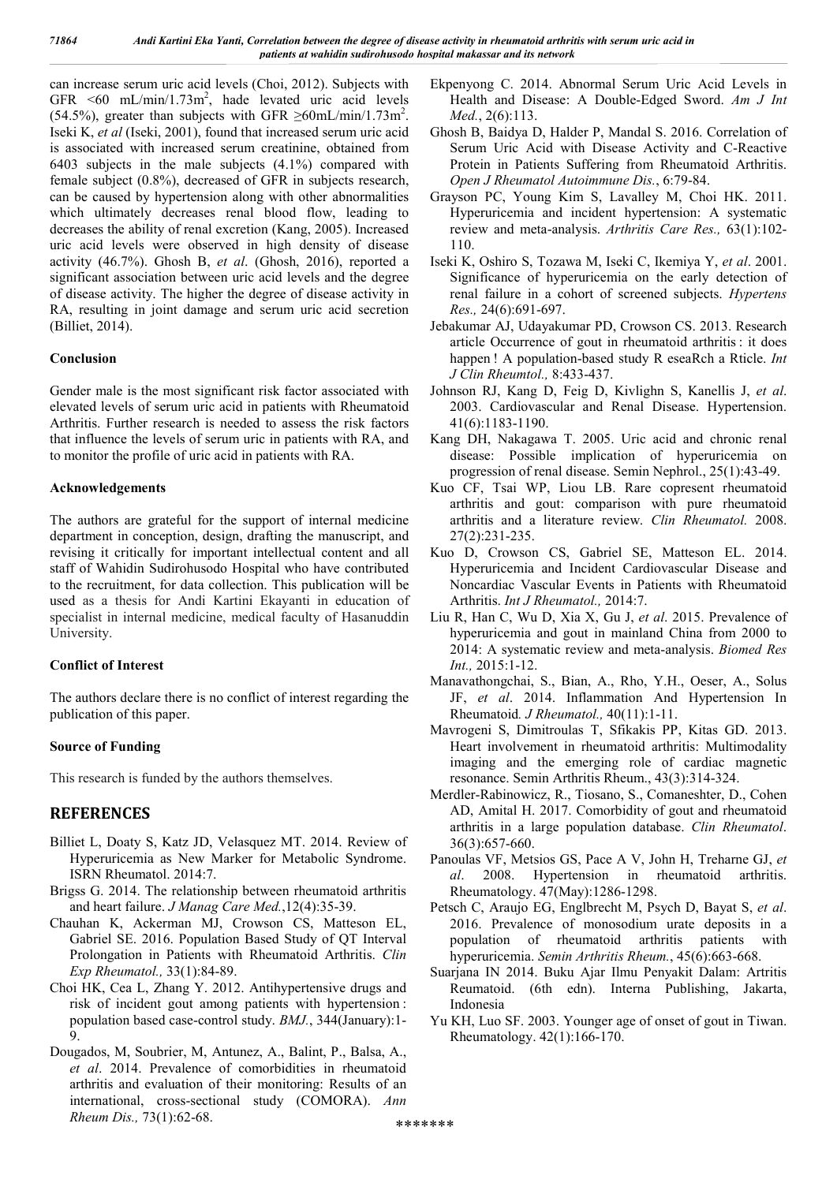can increase serum uric acid levels (Choi, 2012). Subjects with GFR <60 mL/min/1.73m$^2$, hade levated uric acid levels (54.5%), greater than subjects with GFR ≥60mL/min/1.73m$^2$. Iseki K, *et al* (Iseki, 2001), found that increased serum uric acid is associated with increased serum creatinine, obtained from 6403 subjects in the male subjects (4.1%) compared with female subject (0.8%), decreased of GFR in subjects research, can be caused by hypertension along with other abnormalities which ultimately decreases renal blood flow, leading to decreases the ability of renal excretion (Kang, 2005). Increased uric acid levels were observed in high density of disease activity (46.7%). Ghosh B, *et al*. (Ghosh, 2016), reported a significant association between uric acid levels and the degree of disease activity. The higher the degree of disease activity in RA, resulting in joint damage and serum uric acid secretion (Billiet, 2014).

## Conclusion

Gender male is the most significant risk factor associated with elevated levels of serum uric acid in patients with Rheumatoid Arthritis. Further research is needed to assess the risk factors that influence the levels of serum uric in patients with RA, and to monitor the profile of uric acid in patients with RA.

## Acknowledgements

The authors are grateful for the support of internal medicine department in conception, design, drafting the manuscript, and revising it critically for important intellectual content and all staff of Wahidin Sudirohusodo Hospital who have contributed to the recruitment, for data collection. This publication will be used as a thesis for Andi Kartini Ekayanti in education of specialist in internal medicine, medical faculty of Hasanuddin University.

## Conflict of Interest

The authors declare there is no conflict of interest regarding the publication of this paper.

## Source of Funding

This research is funded by the authors themselves.

## REFERENCES

Billiet L, Doaty S, Katz JD, Velasquez MT. 2014. Review of Hyperuricemia as New Marker for Metabolic Syndrome. ISRN Rheumatol. 2014:7.

Brigss G. 2014. The relationship between rheumatoid arthritis and heart failure. *J Manag Care Med.*,12(4):35-39.

Chauhan K, Ackerman MJ, Crowson CS, Matteson EL, Gabriel SE. 2016. Population Based Study of QT Interval Prolongation in Patients with Rheumatoid Arthritis. *Clin Exp Rheumatol.,* 33(1):84-89.

Choi HK, Cea L, Zhang Y. 2012. Antihypertensive drugs and risk of incident gout among patients with hypertension : population based case-control study. *BMJ.*, 344(January):1-9.

Dougados, M, Soubrier, M, Antunez, A., Balint, P., Balsa, A., *et al*. 2014. Prevalence of comorbidities in rheumatoid arthritis and evaluation of their monitoring: Results of an international, cross-sectional study (COMORA). *Ann Rheum Dis.,* 73(1):62-68.

Ekpenyong C. 2014. Abnormal Serum Uric Acid Levels in Health and Disease: A Double-Edged Sword. *Am J Int Med.*, 2(6):113.

Ghosh B, Baidya D, Halder P, Mandal S. 2016. Correlation of Serum Uric Acid with Disease Activity and C-Reactive Protein in Patients Suffering from Rheumatoid Arthritis. *Open J Rheumatol Autoimmune Dis.*, 6:79-84.

Grayson PC, Young Kim S, Lavalley M, Choi HK. 2011. Hyperuricemia and incident hypertension: A systematic review and meta-analysis. *Arthritis Care Res.,* 63(1):102-110.

Iseki K, Oshiro S, Tozawa M, Iseki C, Ikemiya Y, *et al*. 2001. Significance of hyperuricemia on the early detection of renal failure in a cohort of screened subjects. *Hypertens Res.,* 24(6):691-697.

Jebakumar AJ, Udayakumar PD, Crowson CS. 2013. Research article Occurrence of gout in rheumatoid arthritis : it does happen ! A population-based study R eseaRch a Rticle. *Int J Clin Rheumtol.,* 8:433-437.

Johnson RJ, Kang D, Feig D, Kivlighn S, Kanellis J, *et al*. 2003. Cardiovascular and Renal Disease. Hypertension. 41(6):1183-1190.

Kang DH, Nakagawa T. 2005. Uric acid and chronic renal disease: Possible implication of hyperuricemia on progression of renal disease. Semin Nephrol., 25(1):43-49.

Kuo CF, Tsai WP, Liou LB. Rare copresent rheumatoid arthritis and gout: comparison with pure rheumatoid arthritis and a literature review. *Clin Rheumatol.* 2008. 27(2):231-235.

Kuo D, Crowson CS, Gabriel SE, Matteson EL. 2014. Hyperuricemia and Incident Cardiovascular Disease and Noncardiac Vascular Events in Patients with Rheumatoid Arthritis. *Int J Rheumatol.,* 2014:7.

Liu R, Han C, Wu D, Xia X, Gu J, *et al*. 2015. Prevalence of hyperuricemia and gout in mainland China from 2000 to 2014: A systematic review and meta-analysis. *Biomed Res Int.,* 2015:1-12.

Manavathongchai, S., Bian, A., Rho, Y.H., Oeser, A., Solus JF, *et al*. 2014. Inflammation And Hypertension In Rheumatoid. *J Rheumatol.,* 40(11):1-11.

Mavrogeni S, Dimitroulas T, Sfikakis PP, Kitas GD. 2013. Heart involvement in rheumatoid arthritis: Multimodality imaging and the emerging role of cardiac magnetic resonance. Semin Arthritis Rheum., 43(3):314-324.

Merdler-Rabinowicz, R., Tiosano, S., Comaneshter, D., Cohen AD, Amital H. 2017. Comorbidity of gout and rheumatoid arthritis in a large population database. *Clin Rheumatol*. 36(3):657-660.

Panoulas VF, Metsios GS, Pace A V, John H, Treharne GJ, *et al*. 2008. Hypertension in rheumatoid arthritis. Rheumatology. 47(May):1286-1298.

Petsch C, Araujo EG, Englbrecht M, Psych D, Bayat S, *et al*. 2016. Prevalence of monosodium urate deposits in a population of rheumatoid arthritis patients with hyperuricemia. *Semin Arthritis Rheum.*, 45(6):663-668.

Suarjana IN 2014. Buku Ajar Ilmu Penyakit Dalam: Artritis Reumatoid. (6th edn). Interna Publishing, Jakarta, Indonesia

Yu KH, Luo SF. 2003. Younger age of onset of gout in Tiwan. Rheumatology. 42(1):166-170.

\*\*\*\*\*\*\*